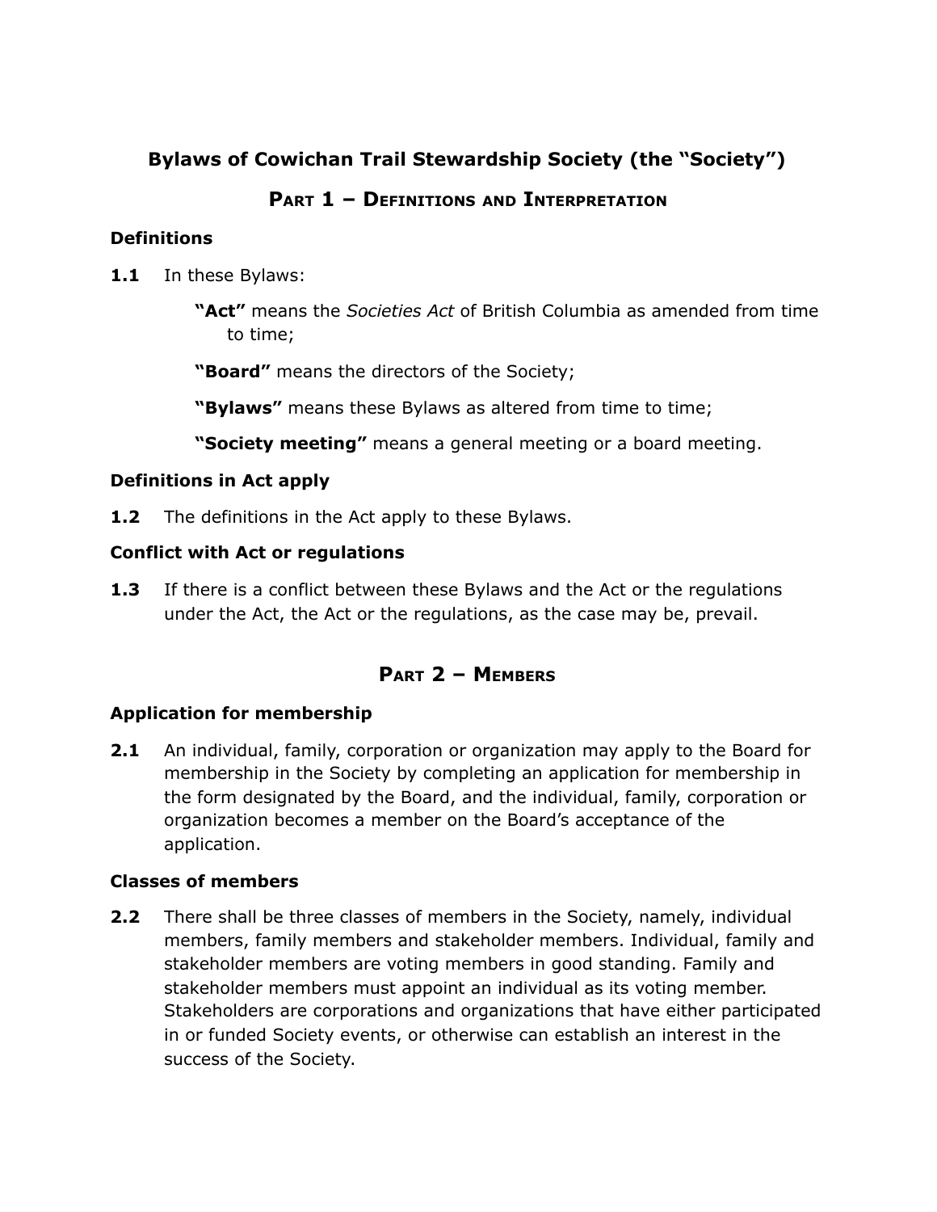# Bylaws of Cowichan Trail Stewardship Society (the "Society")

## Part 1 – Definitions and Interpretation

### Definitions

**1.1** In these Bylaws:

**"Act"** means the *Societies Act* of British Columbia as amended from time to time;

**"Board"** means the directors of the Society;

**"Bylaws"** means these Bylaws as altered from time to time;

**"Society meeting"** means a general meeting or a board meeting.

### Definitions in Act apply

**1.2** The definitions in the Act apply to these Bylaws.

### Conflict with Act or regulations

**1.3** If there is a conflict between these Bylaws and the Act or the regulations under the Act, the Act or the regulations, as the case may be, prevail.

## Part 2 – Members

### Application for membership

**2.1** An individual, family, corporation or organization may apply to the Board for membership in the Society by completing an application for membership in the form designated by the Board, and the individual, family, corporation or organization becomes a member on the Board's acceptance of the application.

### Classes of members

**2.2** There shall be three classes of members in the Society, namely, individual members, family members and stakeholder members. Individual, family and stakeholder members are voting members in good standing. Family and stakeholder members must appoint an individual as its voting member. Stakeholders are corporations and organizations that have either participated in or funded Society events, or otherwise can establish an interest in the success of the Society.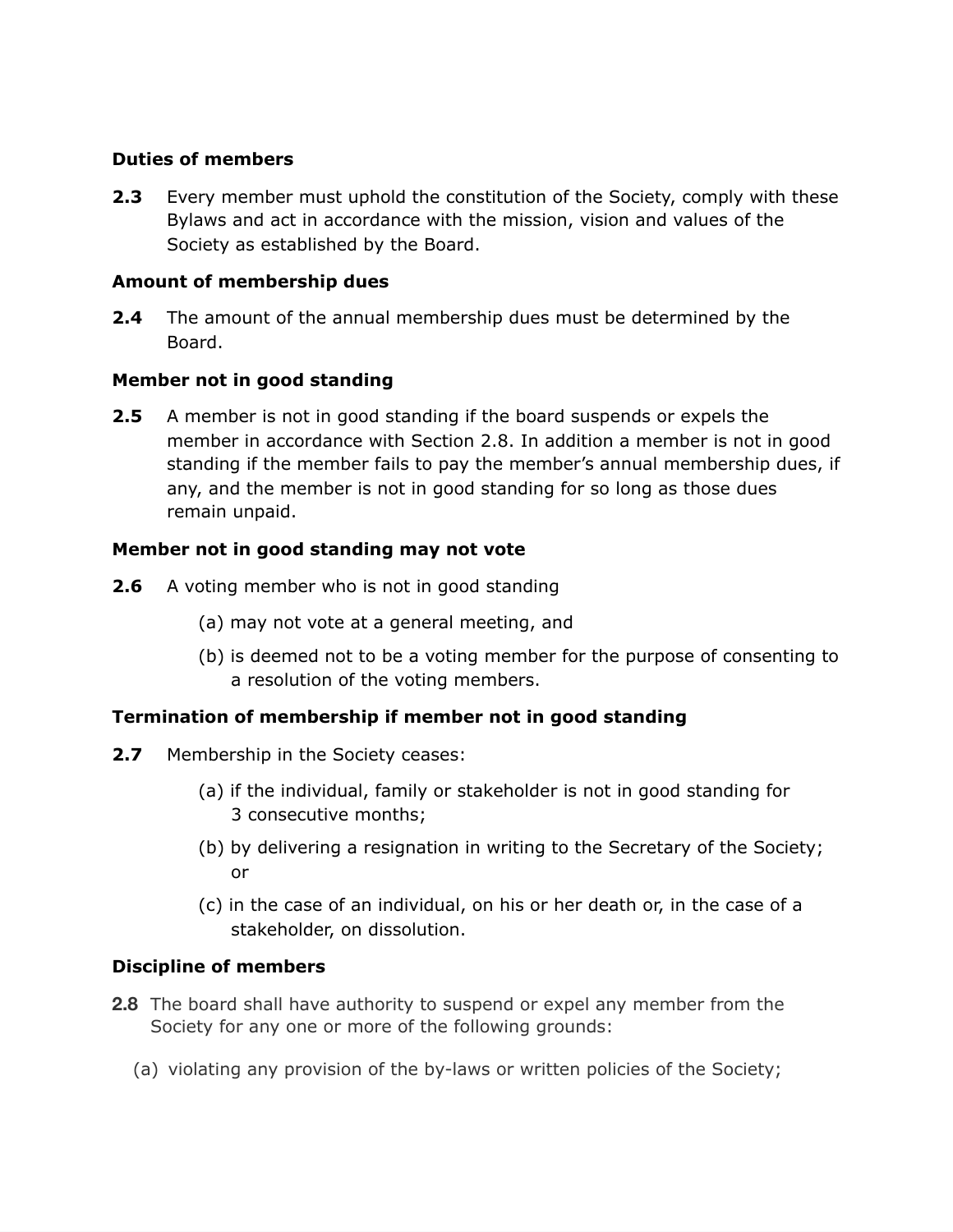**Duties of members**

**2.3** Every member must uphold the constitution of the Society, comply with these Bylaws and act in accordance with the mission, vision and values of the Society as established by the Board.

**Amount of membership dues**

**2.4** The amount of the annual membership dues must be determined by the Board.

**Member not in good standing**

**2.5** A member is not in good standing if the board suspends or expels the member in accordance with Section 2.8. In addition a member is not in good standing if the member fails to pay the member's annual membership dues, if any, and the member is not in good standing for so long as those dues remain unpaid.

**Member not in good standing may not vote**

**2.6** A voting member who is not in good standing

(a) may not vote at a general meeting, and

(b) is deemed not to be a voting member for the purpose of consenting to a resolution of the voting members.

**Termination of membership if member not in good standing**

**2.7** Membership in the Society ceases:

(a) if the individual, family or stakeholder is not in good standing for 3 consecutive months;

(b) by delivering a resignation in writing to the Secretary of the Society; or

(c) in the case of an individual, on his or her death or, in the case of a stakeholder, on dissolution.

**Discipline of members**

**2.8** The board shall have authority to suspend or expel any member from the Society for any one or more of the following grounds:

(a) violating any provision of the by-laws or written policies of the Society;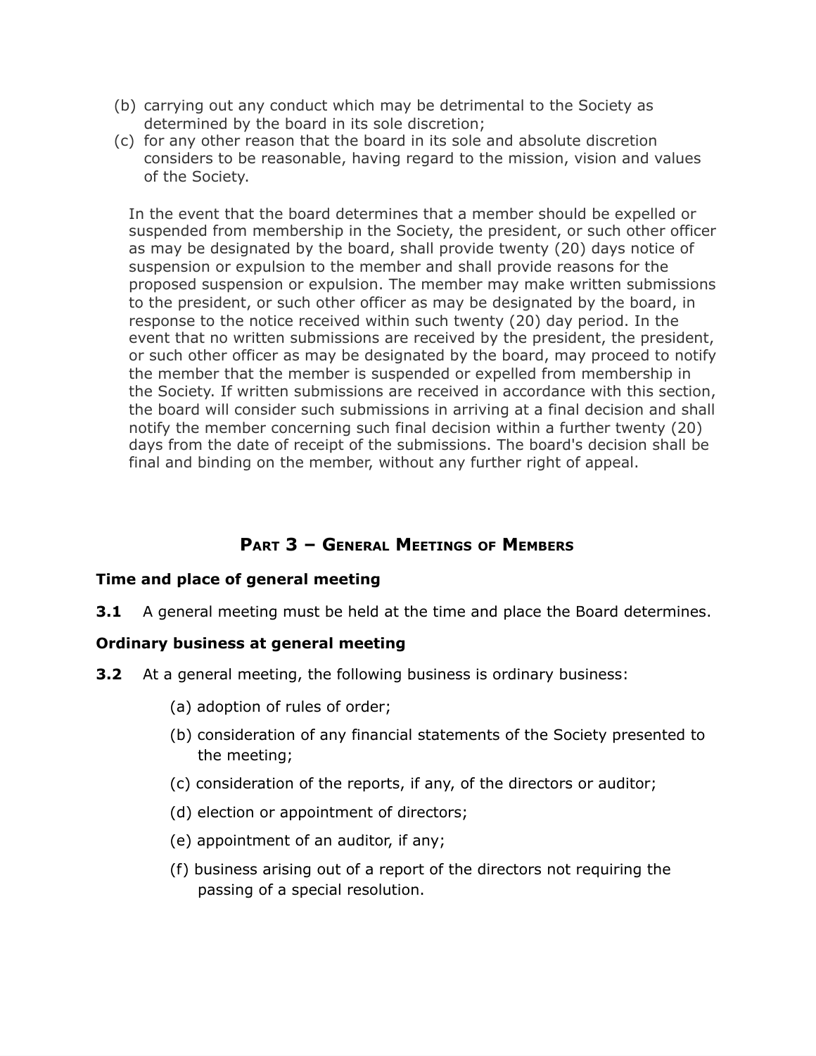(b) carrying out any conduct which may be detrimental to the Society as determined by the board in its sole discretion;

(c) for any other reason that the board in its sole and absolute discretion considers to be reasonable, having regard to the mission, vision and values of the Society.

In the event that the board determines that a member should be expelled or suspended from membership in the Society, the president, or such other officer as may be designated by the board, shall provide twenty (20) days notice of suspension or expulsion to the member and shall provide reasons for the proposed suspension or expulsion. The member may make written submissions to the president, or such other officer as may be designated by the board, in response to the notice received within such twenty (20) day period. In the event that no written submissions are received by the president, the president, or such other officer as may be designated by the board, may proceed to notify the member that the member is suspended or expelled from membership in the Society. If written submissions are received in accordance with this section, the board will consider such submissions in arriving at a final decision and shall notify the member concerning such final decision within a further twenty (20) days from the date of receipt of the submissions. The board's decision shall be final and binding on the member, without any further right of appeal.

## Part 3 – General Meetings of Members

**Time and place of general meeting**

**3.1** A general meeting must be held at the time and place the Board determines.

**Ordinary business at general meeting**

**3.2** At a general meeting, the following business is ordinary business:

(a) adoption of rules of order;

(b) consideration of any financial statements of the Society presented to the meeting;

(c) consideration of the reports, if any, of the directors or auditor;

(d) election or appointment of directors;

(e) appointment of an auditor, if any;

(f) business arising out of a report of the directors not requiring the passing of a special resolution.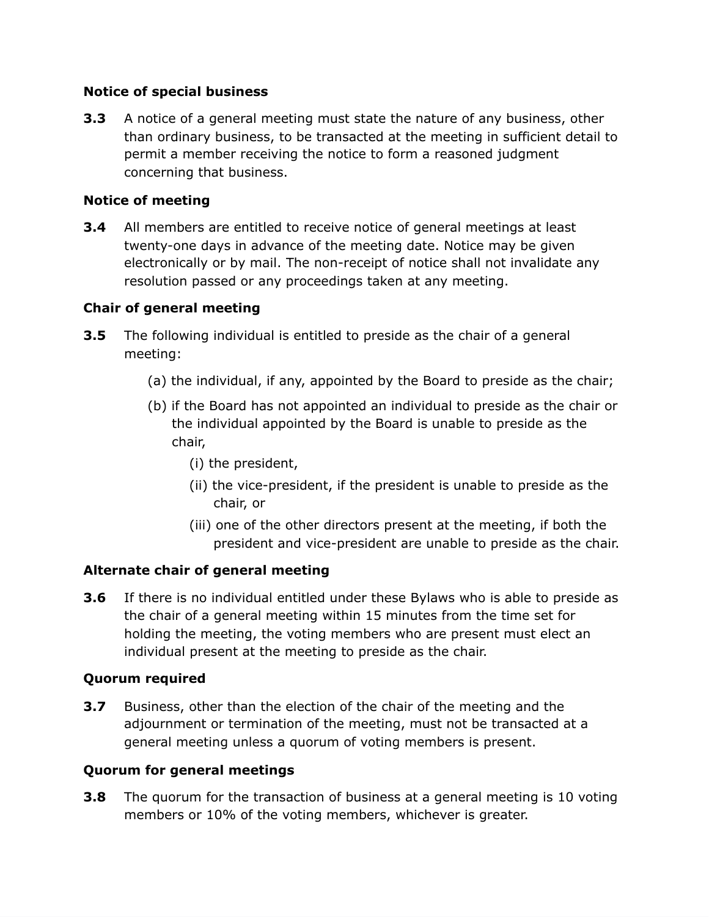**Notice of special business**

**3.3** A notice of a general meeting must state the nature of any business, other than ordinary business, to be transacted at the meeting in sufficient detail to permit a member receiving the notice to form a reasoned judgment concerning that business.

**Notice of meeting**

**3.4** All members are entitled to receive notice of general meetings at least twenty-one days in advance of the meeting date. Notice may be given electronically or by mail. The non-receipt of notice shall not invalidate any resolution passed or any proceedings taken at any meeting.

**Chair of general meeting**

**3.5** The following individual is entitled to preside as the chair of a general meeting:

- (a) the individual, if any, appointed by the Board to preside as the chair;
- (b) if the Board has not appointed an individual to preside as the chair or the individual appointed by the Board is unable to preside as the chair,
  - (i) the president,
  - (ii) the vice-president, if the president is unable to preside as the chair, or
  - (iii) one of the other directors present at the meeting, if both the president and vice-president are unable to preside as the chair.

**Alternate chair of general meeting**

**3.6** If there is no individual entitled under these Bylaws who is able to preside as the chair of a general meeting within 15 minutes from the time set for holding the meeting, the voting members who are present must elect an individual present at the meeting to preside as the chair.

**Quorum required**

**3.7** Business, other than the election of the chair of the meeting and the adjournment or termination of the meeting, must not be transacted at a general meeting unless a quorum of voting members is present.

**Quorum for general meetings**

**3.8** The quorum for the transaction of business at a general meeting is 10 voting members or 10% of the voting members, whichever is greater.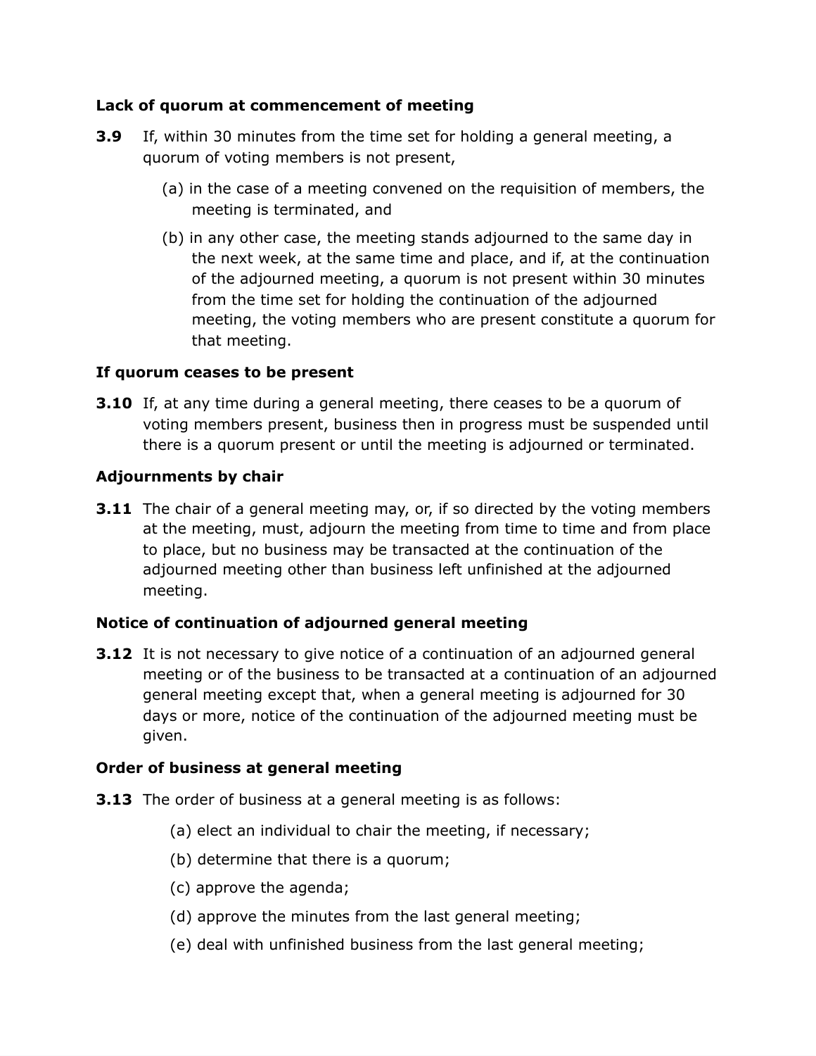**Lack of quorum at commencement of meeting**

**3.9** If, within 30 minutes from the time set for holding a general meeting, a quorum of voting members is not present,

(a) in the case of a meeting convened on the requisition of members, the meeting is terminated, and

(b) in any other case, the meeting stands adjourned to the same day in the next week, at the same time and place, and if, at the continuation of the adjourned meeting, a quorum is not present within 30 minutes from the time set for holding the continuation of the adjourned meeting, the voting members who are present constitute a quorum for that meeting.

**If quorum ceases to be present**

**3.10** If, at any time during a general meeting, there ceases to be a quorum of voting members present, business then in progress must be suspended until there is a quorum present or until the meeting is adjourned or terminated.

**Adjournments by chair**

**3.11** The chair of a general meeting may, or, if so directed by the voting members at the meeting, must, adjourn the meeting from time to time and from place to place, but no business may be transacted at the continuation of the adjourned meeting other than business left unfinished at the adjourned meeting.

**Notice of continuation of adjourned general meeting**

**3.12** It is not necessary to give notice of a continuation of an adjourned general meeting or of the business to be transacted at a continuation of an adjourned general meeting except that, when a general meeting is adjourned for 30 days or more, notice of the continuation of the adjourned meeting must be given.

**Order of business at general meeting**

**3.13** The order of business at a general meeting is as follows:

(a) elect an individual to chair the meeting, if necessary;

(b) determine that there is a quorum;

(c) approve the agenda;

(d) approve the minutes from the last general meeting;

(e) deal with unfinished business from the last general meeting;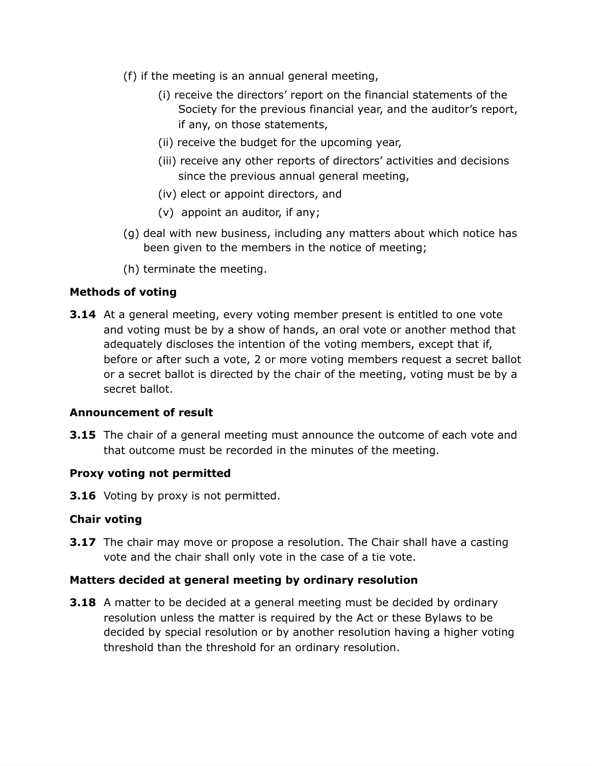(f) if the meeting is an annual general meeting,

  (i) receive the directors' report on the financial statements of the Society for the previous financial year, and the auditor's report, if any, on those statements,

  (ii) receive the budget for the upcoming year,

  (iii) receive any other reports of directors' activities and decisions since the previous annual general meeting,

  (iv) elect or appoint directors, and

  (v) appoint an auditor, if any;

(g) deal with new business, including any matters about which notice has been given to the members in the notice of meeting;

(h) terminate the meeting.

**Methods of voting**

**3.14** At a general meeting, every voting member present is entitled to one vote and voting must be by a show of hands, an oral vote or another method that adequately discloses the intention of the voting members, except that if, before or after such a vote, 2 or more voting members request a secret ballot or a secret ballot is directed by the chair of the meeting, voting must be by a secret ballot.

**Announcement of result**

**3.15** The chair of a general meeting must announce the outcome of each vote and that outcome must be recorded in the minutes of the meeting.

**Proxy voting not permitted**

**3.16** Voting by proxy is not permitted.

**Chair voting**

**3.17** The chair may move or propose a resolution. The Chair shall have a casting vote and the chair shall only vote in the case of a tie vote.

**Matters decided at general meeting by ordinary resolution**

**3.18** A matter to be decided at a general meeting must be decided by ordinary resolution unless the matter is required by the Act or these Bylaws to be decided by special resolution or by another resolution having a higher voting threshold than the threshold for an ordinary resolution.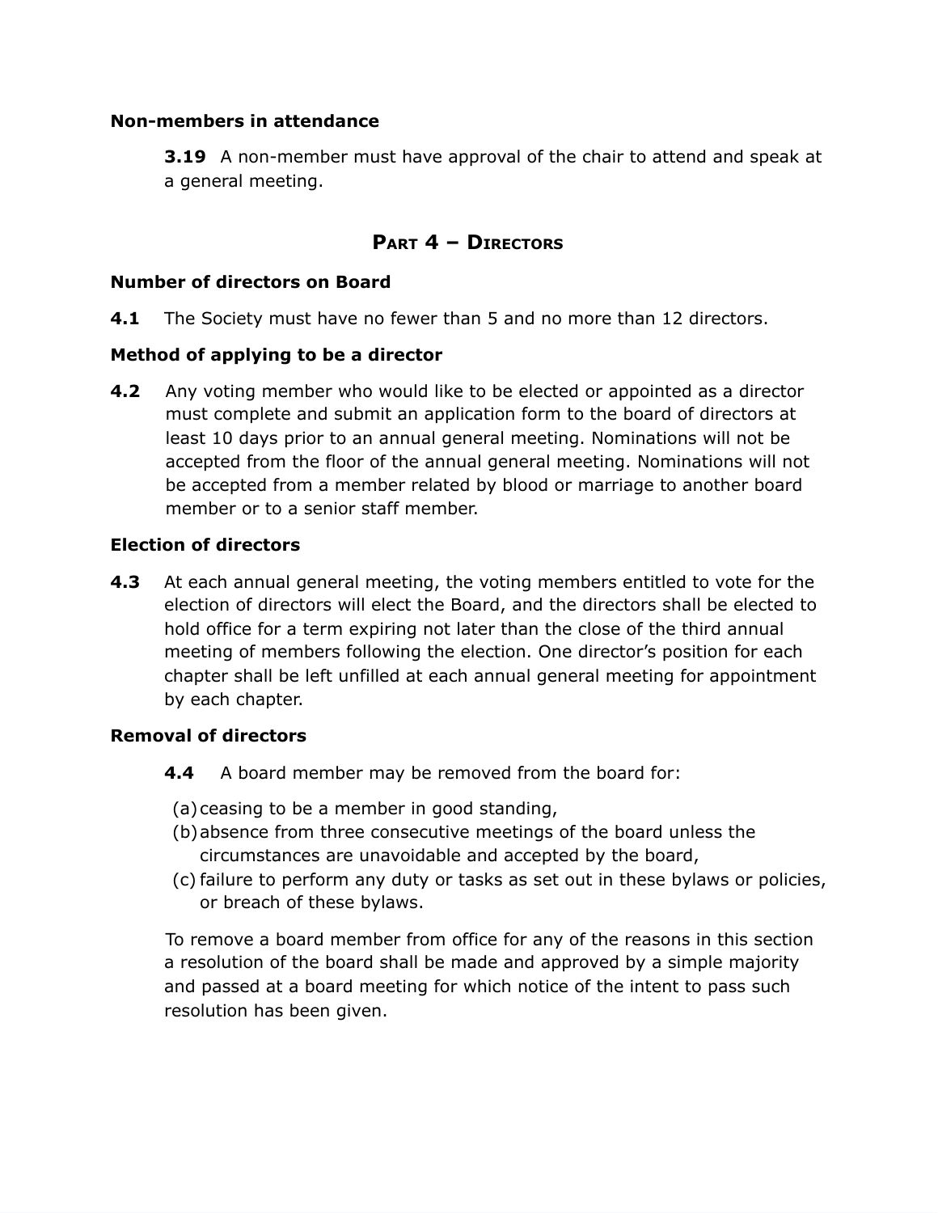**Non-members in attendance**

**3.19** A non-member must have approval of the chair to attend and speak at a general meeting.

## Part 4 – Directors

**Number of directors on Board**

**4.1** The Society must have no fewer than 5 and no more than 12 directors.

**Method of applying to be a director**

**4.2** Any voting member who would like to be elected or appointed as a director must complete and submit an application form to the board of directors at least 10 days prior to an annual general meeting. Nominations will not be accepted from the floor of the annual general meeting. Nominations will not be accepted from a member related by blood or marriage to another board member or to a senior staff member.

**Election of directors**

**4.3** At each annual general meeting, the voting members entitled to vote for the election of directors will elect the Board, and the directors shall be elected to hold office for a term expiring not later than the close of the third annual meeting of members following the election. One director's position for each chapter shall be left unfilled at each annual general meeting for appointment by each chapter.

**Removal of directors**

**4.4** A board member may be removed from the board for:

(a) ceasing to be a member in good standing,
(b) absence from three consecutive meetings of the board unless the circumstances are unavoidable and accepted by the board,
(c) failure to perform any duty or tasks as set out in these bylaws or policies, or breach of these bylaws.

To remove a board member from office for any of the reasons in this section a resolution of the board shall be made and approved by a simple majority and passed at a board meeting for which notice of the intent to pass such resolution has been given.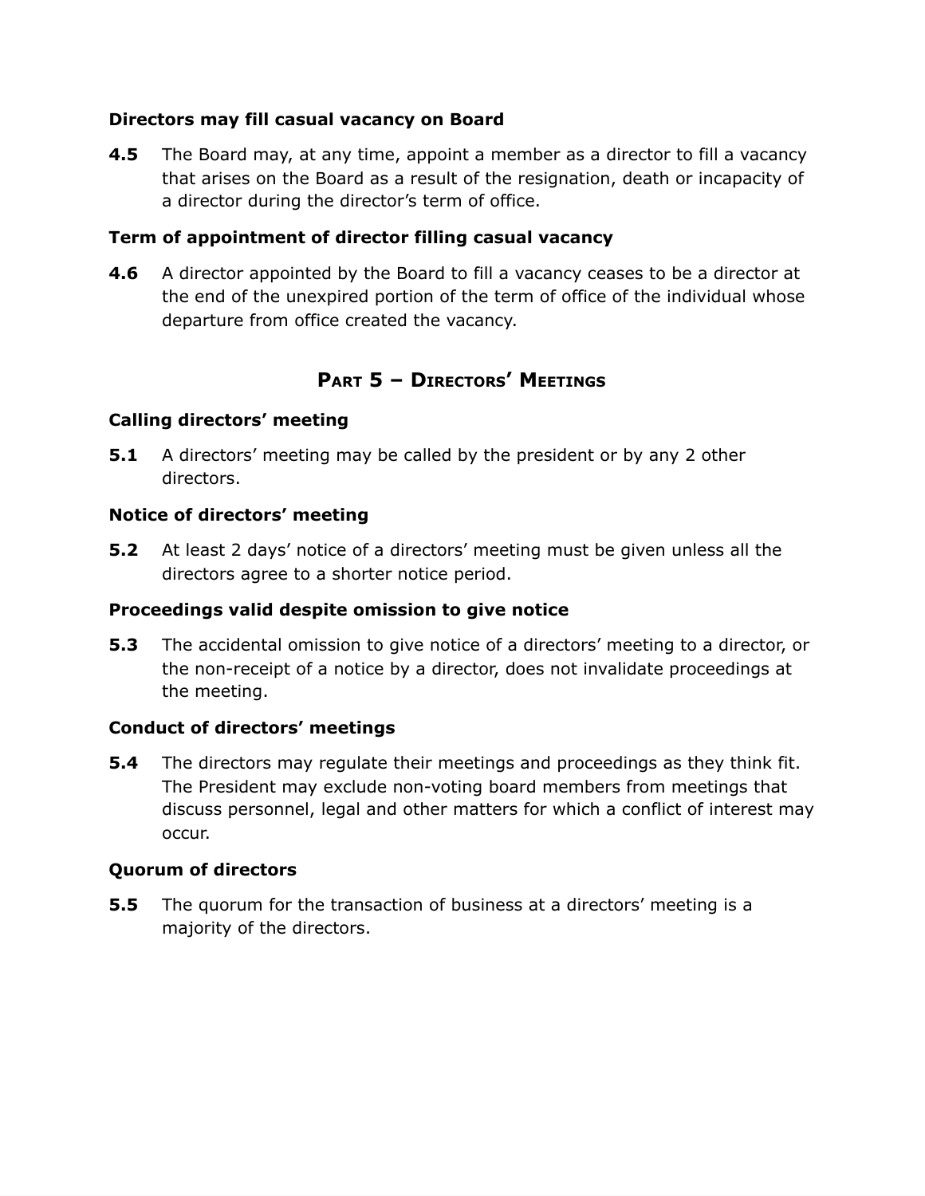### Directors may fill casual vacancy on Board

**4.5** The Board may, at any time, appoint a member as a director to fill a vacancy that arises on the Board as a result of the resignation, death or incapacity of a director during the director's term of office.

### Term of appointment of director filling casual vacancy

**4.6** A director appointed by the Board to fill a vacancy ceases to be a director at the end of the unexpired portion of the term of office of the individual whose departure from office created the vacancy.

## Part 5 – Directors' Meetings

### Calling directors' meeting

**5.1** A directors' meeting may be called by the president or by any 2 other directors.

### Notice of directors' meeting

**5.2** At least 2 days' notice of a directors' meeting must be given unless all the directors agree to a shorter notice period.

### Proceedings valid despite omission to give notice

**5.3** The accidental omission to give notice of a directors' meeting to a director, or the non-receipt of a notice by a director, does not invalidate proceedings at the meeting.

### Conduct of directors' meetings

**5.4** The directors may regulate their meetings and proceedings as they think fit. The President may exclude non-voting board members from meetings that discuss personnel, legal and other matters for which a conflict of interest may occur.

### Quorum of directors

**5.5** The quorum for the transaction of business at a directors' meeting is a majority of the directors.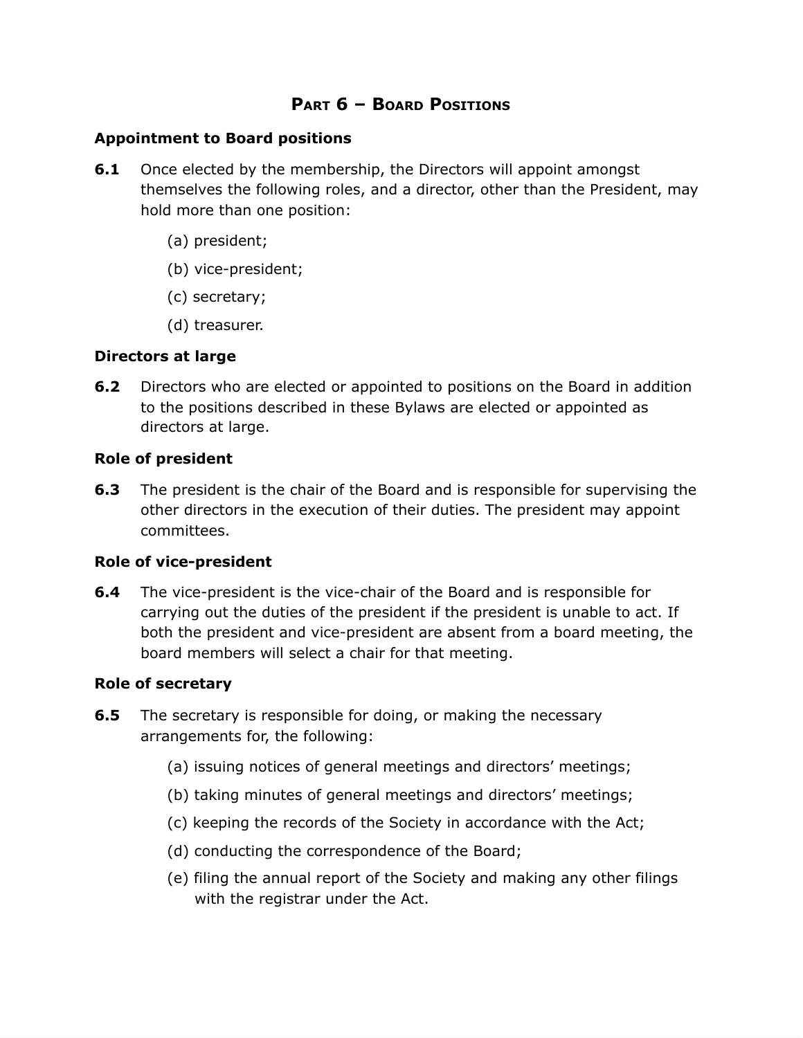## Part 6 – Board Positions

### Appointment to Board positions

**6.1** Once elected by the membership, the Directors will appoint amongst themselves the following roles, and a director, other than the President, may hold more than one position:

(a) president;

(b) vice-president;

(c) secretary;

(d) treasurer.

### Directors at large

**6.2** Directors who are elected or appointed to positions on the Board in addition to the positions described in these Bylaws are elected or appointed as directors at large.

### Role of president

**6.3** The president is the chair of the Board and is responsible for supervising the other directors in the execution of their duties. The president may appoint committees.

### Role of vice-president

**6.4** The vice-president is the vice-chair of the Board and is responsible for carrying out the duties of the president if the president is unable to act. If both the president and vice-president are absent from a board meeting, the board members will select a chair for that meeting.

### Role of secretary

**6.5** The secretary is responsible for doing, or making the necessary arrangements for, the following:

(a) issuing notices of general meetings and directors' meetings;

(b) taking minutes of general meetings and directors' meetings;

(c) keeping the records of the Society in accordance with the Act;

(d) conducting the correspondence of the Board;

(e) filing the annual report of the Society and making any other filings with the registrar under the Act.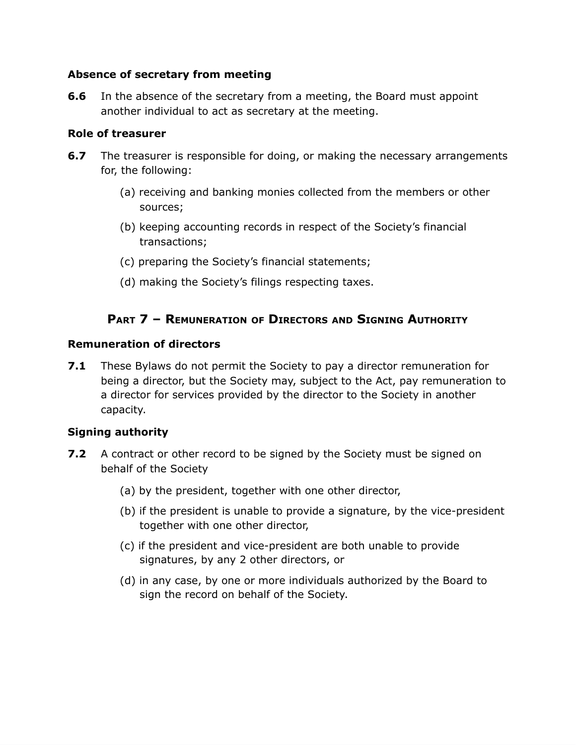### Absence of secretary from meeting

**6.6** In the absence of the secretary from a meeting, the Board must appoint another individual to act as secretary at the meeting.

### Role of treasurer

**6.7** The treasurer is responsible for doing, or making the necessary arrangements for, the following:

(a) receiving and banking monies collected from the members or other sources;

(b) keeping accounting records in respect of the Society's financial transactions;

(c) preparing the Society's financial statements;

(d) making the Society's filings respecting taxes.

## Part 7 – Remuneration of Directors and Signing Authority

### Remuneration of directors

**7.1** These Bylaws do not permit the Society to pay a director remuneration for being a director, but the Society may, subject to the Act, pay remuneration to a director for services provided by the director to the Society in another capacity.

### Signing authority

**7.2** A contract or other record to be signed by the Society must be signed on behalf of the Society

(a) by the president, together with one other director,

(b) if the president is unable to provide a signature, by the vice-president together with one other director,

(c) if the president and vice-president are both unable to provide signatures, by any 2 other directors, or

(d) in any case, by one or more individuals authorized by the Board to sign the record on behalf of the Society.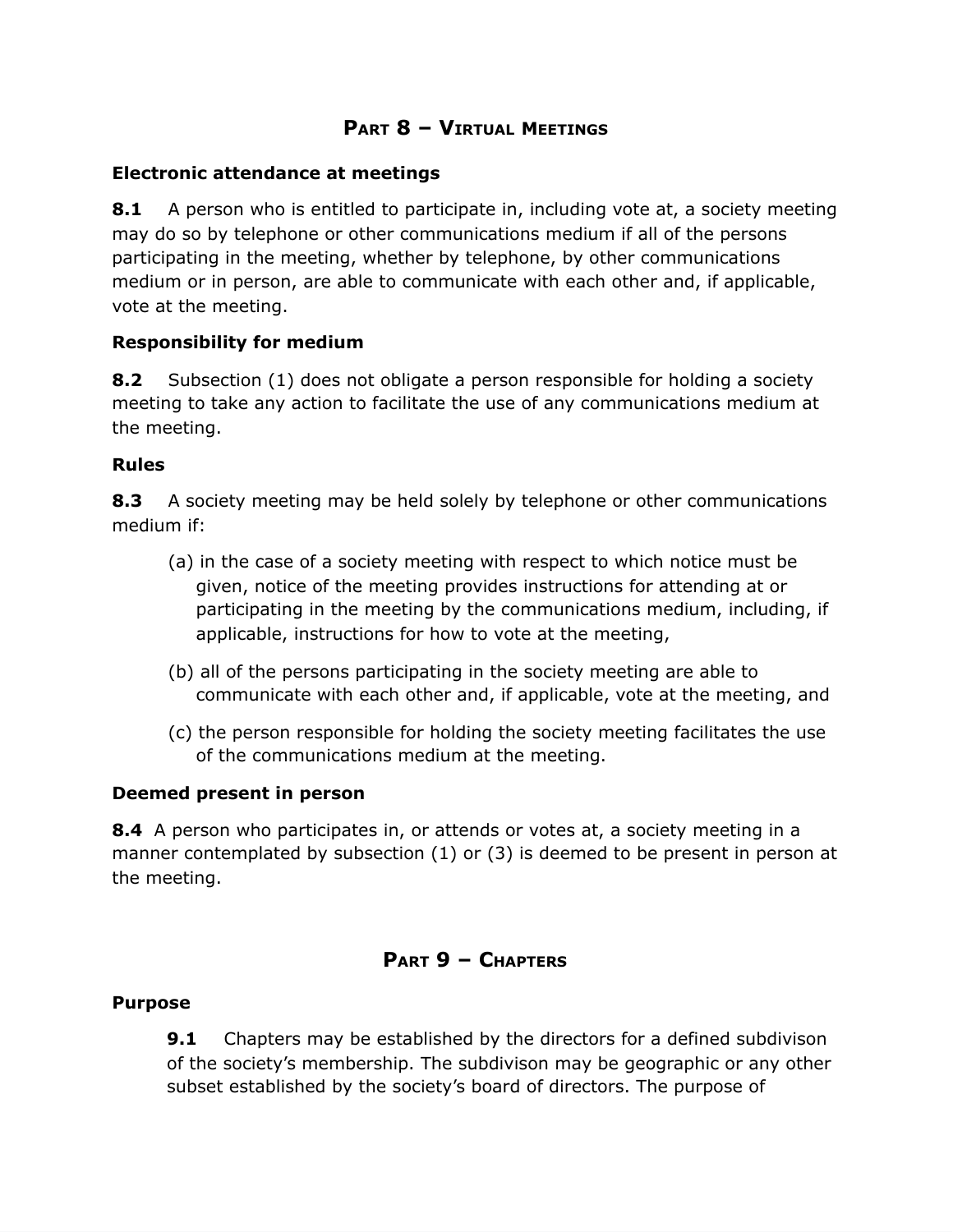## Part 8 – Virtual Meetings

**Electronic attendance at meetings**

**8.1** A person who is entitled to participate in, including vote at, a society meeting may do so by telephone or other communications medium if all of the persons participating in the meeting, whether by telephone, by other communications medium or in person, are able to communicate with each other and, if applicable, vote at the meeting.

**Responsibility for medium**

**8.2** Subsection (1) does not obligate a person responsible for holding a society meeting to take any action to facilitate the use of any communications medium at the meeting.

**Rules**

**8.3** A society meeting may be held solely by telephone or other communications medium if:

(a) in the case of a society meeting with respect to which notice must be given, notice of the meeting provides instructions for attending at or participating in the meeting by the communications medium, including, if applicable, instructions for how to vote at the meeting,

(b) all of the persons participating in the society meeting are able to communicate with each other and, if applicable, vote at the meeting, and

(c) the person responsible for holding the society meeting facilitates the use of the communications medium at the meeting.

**Deemed present in person**

**8.4** A person who participates in, or attends or votes at, a society meeting in a manner contemplated by subsection (1) or (3) is deemed to be present in person at the meeting.

## Part 9 – Chapters

**Purpose**

**9.1** Chapters may be established by the directors for a defined subdivison of the society's membership. The subdivison may be geographic or any other subset established by the society's board of directors. The purpose of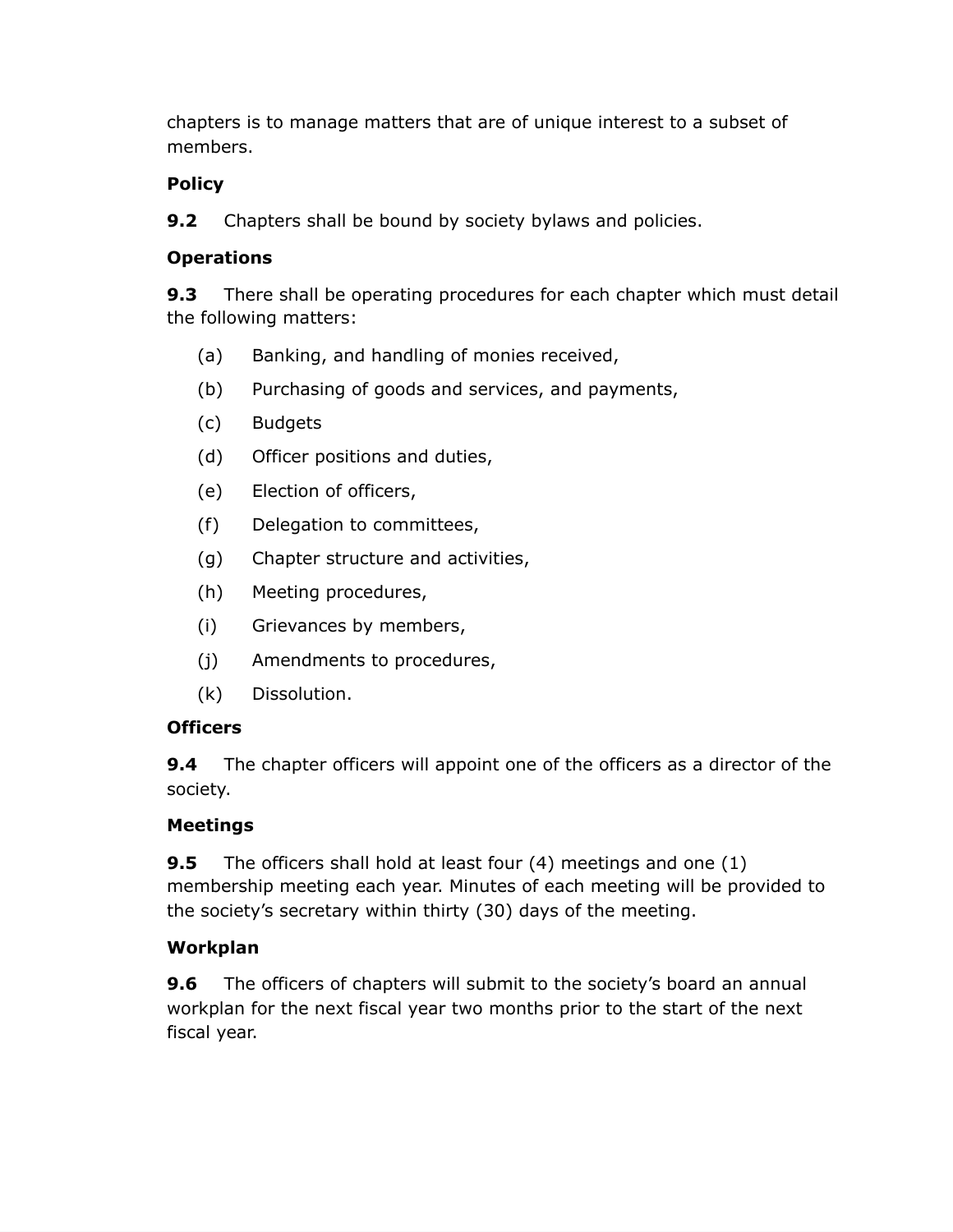chapters is to manage matters that are of unique interest to a subset of members.

**Policy**

**9.2** Chapters shall be bound by society bylaws and policies.

**Operations**

**9.3** There shall be operating procedures for each chapter which must detail the following matters:

- (a) Banking, and handling of monies received,
- (b) Purchasing of goods and services, and payments,
- (c) Budgets
- (d) Officer positions and duties,
- (e) Election of officers,
- (f) Delegation to committees,
- (g) Chapter structure and activities,
- (h) Meeting procedures,
- (i) Grievances by members,
- (j) Amendments to procedures,
- (k) Dissolution.

**Officers**

**9.4** The chapter officers will appoint one of the officers as a director of the society.

**Meetings**

**9.5** The officers shall hold at least four (4) meetings and one (1) membership meeting each year. Minutes of each meeting will be provided to the society's secretary within thirty (30) days of the meeting.

**Workplan**

**9.6** The officers of chapters will submit to the society's board an annual workplan for the next fiscal year two months prior to the start of the next fiscal year.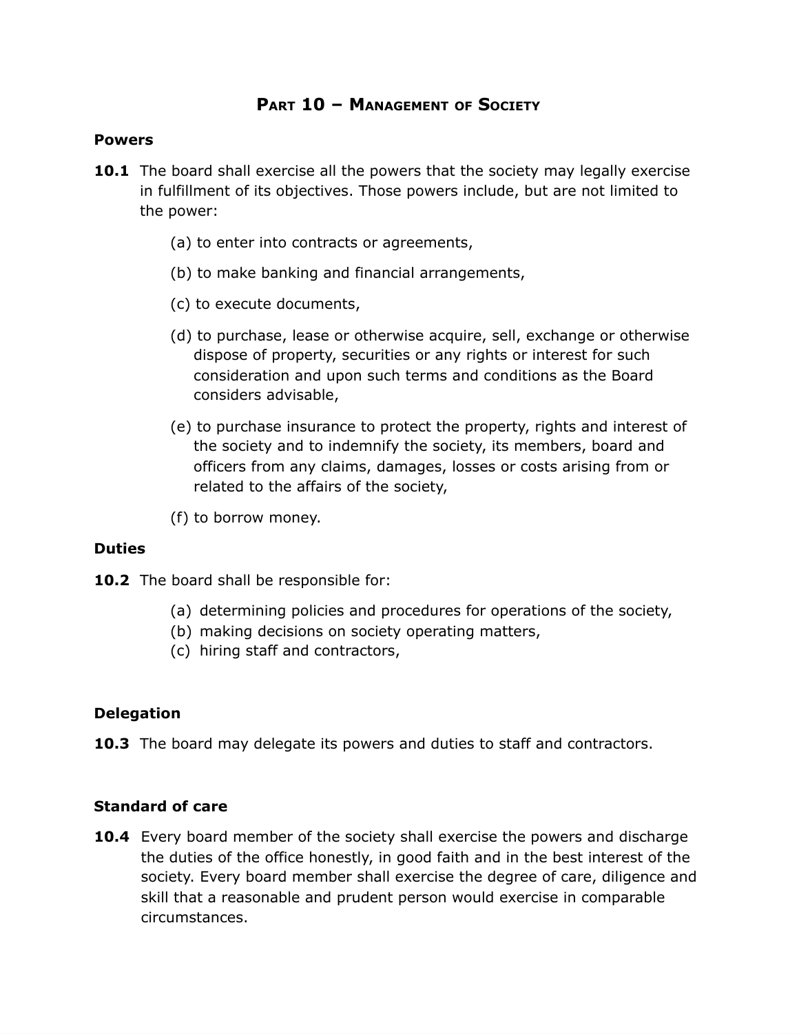## Part 10 – Management of Society

**Powers**

**10.1** The board shall exercise all the powers that the society may legally exercise in fulfillment of its objectives. Those powers include, but are not limited to the power:

(a) to enter into contracts or agreements,

(b) to make banking and financial arrangements,

(c) to execute documents,

(d) to purchase, lease or otherwise acquire, sell, exchange or otherwise dispose of property, securities or any rights or interest for such consideration and upon such terms and conditions as the Board considers advisable,

(e) to purchase insurance to protect the property, rights and interest of the society and to indemnify the society, its members, board and officers from any claims, damages, losses or costs arising from or related to the affairs of the society,

(f) to borrow money.

**Duties**

**10.2** The board shall be responsible for:

(a) determining policies and procedures for operations of the society,
(b) making decisions on society operating matters,
(c) hiring staff and contractors,

**Delegation**

**10.3** The board may delegate its powers and duties to staff and contractors.

**Standard of care**

**10.4** Every board member of the society shall exercise the powers and discharge the duties of the office honestly, in good faith and in the best interest of the society. Every board member shall exercise the degree of care, diligence and skill that a reasonable and prudent person would exercise in comparable circumstances.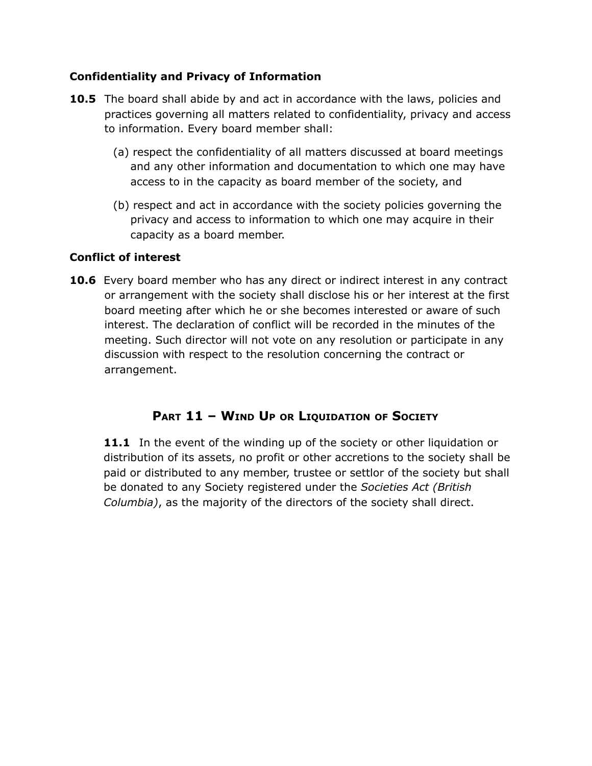**Confidentiality and Privacy of Information**

**10.5** The board shall abide by and act in accordance with the laws, policies and practices governing all matters related to confidentiality, privacy and access to information. Every board member shall:

(a) respect the confidentiality of all matters discussed at board meetings and any other information and documentation to which one may have access to in the capacity as board member of the society, and

(b) respect and act in accordance with the society policies governing the privacy and access to information to which one may acquire in their capacity as a board member.

**Conflict of interest**

**10.6** Every board member who has any direct or indirect interest in any contract or arrangement with the society shall disclose his or her interest at the first board meeting after which he or she becomes interested or aware of such interest. The declaration of conflict will be recorded in the minutes of the meeting. Such director will not vote on any resolution or participate in any discussion with respect to the resolution concerning the contract or arrangement.

## Part 11 – Wind Up or Liquidation of Society

**11.1** In the event of the winding up of the society or other liquidation or distribution of its assets, no profit or other accretions to the society shall be paid or distributed to any member, trustee or settlor of the society but shall be donated to any Society registered under the *Societies Act (British Columbia)*, as the majority of the directors of the society shall direct.